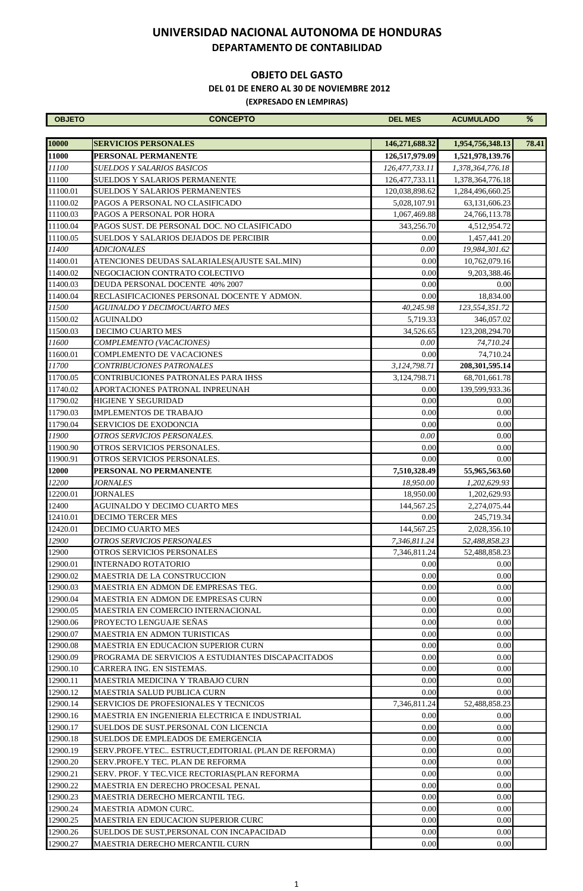# UNIVERSIDAD NACIONAL AUTONOMA DE HONDURAS

## DEPARTAMENTO DE CONTABILIDAD

### OBJETO DEL GASTO

**DEL 01 DE ENERO AL 30 DE NOVIEMBRE 2012**

**(EXPRESADO EN LEMPIRAS)**

| OBJETO | CONCEPTO | DEL MES | ACUMULADO | % |
|---|---|---|---|---|
| **10000** | **SERVICIOS PERSONALES** | **146,271,688.32** | **1,954,756,348.13** | **78.41** |
| **11000** | **PERSONAL PERMANENTE** | **126,517,979.09** | **1,521,978,139.76** | |
| *11100* | *SUELDOS Y SALARIOS BASICOS* | *126,477,733.11* | *1,378,364,776.18* | |
| 11100 | SUELDOS Y SALARIOS PERMANENTE | 126,477,733.11 | 1,378,364,776.18 | |
| 11100.01 | SUELDOS Y SALARIOS PERMANENTES | 120,038,898.62 | 1,284,496,660.25 | |
| 11100.02 | PAGOS A PERSONAL NO CLASIFICADO | 5,028,107.91 | 63,131,606.23 | |
| 11100.03 | PAGOS A PERSONAL POR HORA | 1,067,469.88 | 24,766,113.78 | |
| 11100.04 | PAGOS SUST. DE PERSONAL DOC. NO CLASIFICADO | 343,256.70 | 4,512,954.72 | |
| 11100.05 | SUELDOS Y SALARIOS DEJADOS DE PERCIBIR | 0.00 | 1,457,441.20 | |
| *11400* | *ADICIONALES* | *0.00* | *19,984,301.62* | |
| 11400.01 | ATENCIONES DEUDAS SALARIALES(AJUSTE SAL.MIN) | 0.00 | 10,762,079.16 | |
| 11400.02 | NEGOCIACION CONTRATO COLECTIVO | 0.00 | 9,203,388.46 | |
| 11400.03 | DEUDA PERSONAL DOCENTE 40% 2007 | 0.00 | 0.00 | |
| 11400.04 | RECLASIFICACIONES PERSONAL DOCENTE Y ADMON. | 0.00 | 18,834.00 | |
| *11500* | *AGUINALDO Y DECIMOCUARTO MES* | *40,245.98* | *123,554,351.72* | |
| 11500.02 | AGUINALDO | 5,719.33 | 346,057.02 | |
| 11500.03 | DECIMO CUARTO MES | 34,526.65 | 123,208,294.70 | |
| *11600* | *COMPLEMENTO (VACACIONES)* | *0.00* | *74,710.24* | |
| 11600.01 | COMPLEMENTO DE VACACIONES | 0.00 | 74,710.24 | |
| *11700* | *CONTRIBUCIONES PATRONALES* | *3,124,798.71* | **208,301,595.14** | |
| 11700.05 | CONTRIBUCIONES PATRONALES PARA IHSS | 3,124,798.71 | 68,701,661.78 | |
| 11740.02 | APORTACIONES PATRONAL INPREUNAH | 0.00 | 139,599,933.36 | |
| 11790.02 | HIGIENE Y SEGURIDAD | 0.00 | 0.00 | |
| 11790.03 | IMPLEMENTOS DE TRABAJO | 0.00 | 0.00 | |
| 11790.04 | SERVICIOS DE EXODONCIA | 0.00 | 0.00 | |
| *11900* | *OTROS SERVICIOS PERSONALES.* | *0.00* | 0.00 | |
| 11900.90 | OTROS SERVICIOS PERSONALES. | 0.00 | 0.00 | |
| 11900.91 | OTROS SERVICIOS PERSONALES. | 0.00 | 0.00 | |
| **12000** | **PERSONAL NO PERMANENTE** | **7,510,328.49** | **55,965,563.60** | |
| *12200* | *JORNALES* | *18,950.00* | *1,202,629.93* | |
| 12200.01 | JORNALES | 18,950.00 | 1,202,629.93 | |
| 12400 | AGUINALDO Y DECIMO CUARTO MES | 144,567.25 | 2,274,075.44 | |
| 12410.01 | DECIMO TERCER MES | 0.00 | 245,719.34 | |
| 12420.01 | DECIMO CUARTO MES | 144,567.25 | 2,028,356.10 | |
| *12900* | *OTROS SERVICIOS PERSONALES* | *7,346,811.24* | *52,488,858.23* | |
| 12900 | OTROS SERVICIOS PERSONALES | 7,346,811.24 | 52,488,858.23 | |
| 12900.01 | INTERNADO ROTATORIO | 0.00 | 0.00 | |
| 12900.02 | MAESTRIA DE LA CONSTRUCCION | 0.00 | 0.00 | |
| 12900.03 | MAESTRIA EN ADMON DE EMPRESAS TEG. | 0.00 | 0.00 | |
| 12900.04 | MAESTRIA EN ADMON DE EMPRESAS CURN | 0.00 | 0.00 | |
| 12900.05 | MAESTRIA EN COMERCIO INTERNACIONAL | 0.00 | 0.00 | |
| 12900.06 | PROYECTO LENGUAJE SEÑAS | 0.00 | 0.00 | |
| 12900.07 | MAESTRIA EN ADMON TURISTICAS | 0.00 | 0.00 | |
| 12900.08 | MAESTRIA EN EDUCACION SUPERIOR CURN | 0.00 | 0.00 | |
| 12900.09 | PROGRAMA DE SERVICIOS A ESTUDIANTES DISCAPACITADOS | 0.00 | 0.00 | |
| 12900.10 | CARRERA ING. EN SISTEMAS. | 0.00 | 0.00 | |
| 12900.11 | MAESTRIA MEDICINA Y TRABAJO CURN | 0.00 | 0.00 | |
| 12900.12 | MAESTRIA SALUD PUBLICA CURN | 0.00 | 0.00 | |
| 12900.14 | SERVICIOS DE PROFESIONALES Y TECNICOS | 7,346,811.24 | 52,488,858.23 | |
| 12900.16 | MAESTRIA EN INGENIERIA ELECTRICA E INDUSTRIAL | 0.00 | 0.00 | |
| 12900.17 | SUELDOS DE SUST.PERSONAL CON LICENCIA | 0.00 | 0.00 | |
| 12900.18 | SUELDOS DE EMPLEADOS DE EMERGENCIA | 0.00 | 0.00 | |
| 12900.19 | SERV.PROFE.YTEC.. ESTRUCT,EDITORIAL (PLAN DE REFORMA) | 0.00 | 0.00 | |
| 12900.20 | SERV.PROFE.Y TEC. PLAN DE REFORMA | 0.00 | 0.00 | |
| 12900.21 | SERV. PROF. Y TEC.VICE RECTORIAS(PLAN REFORMA | 0.00 | 0.00 | |
| 12900.22 | MAESTRIA EN DERECHO PROCESAL PENAL | 0.00 | 0.00 | |
| 12900.23 | MAESTRIA DERECHO MERCANTIL TEG. | 0.00 | 0.00 | |
| 12900.24 | MAESTRIA ADMON CURC. | 0.00 | 0.00 | |
| 12900.25 | MAESTRIA EN EDUCACION SUPERIOR CURC | 0.00 | 0.00 | |
| 12900.26 | SUELDOS DE SUST,PERSONAL CON INCAPACIDAD | 0.00 | 0.00 | |
| 12900.27 | MAESTRIA DERECHO MERCANTIL CURN | 0.00 | 0.00 | |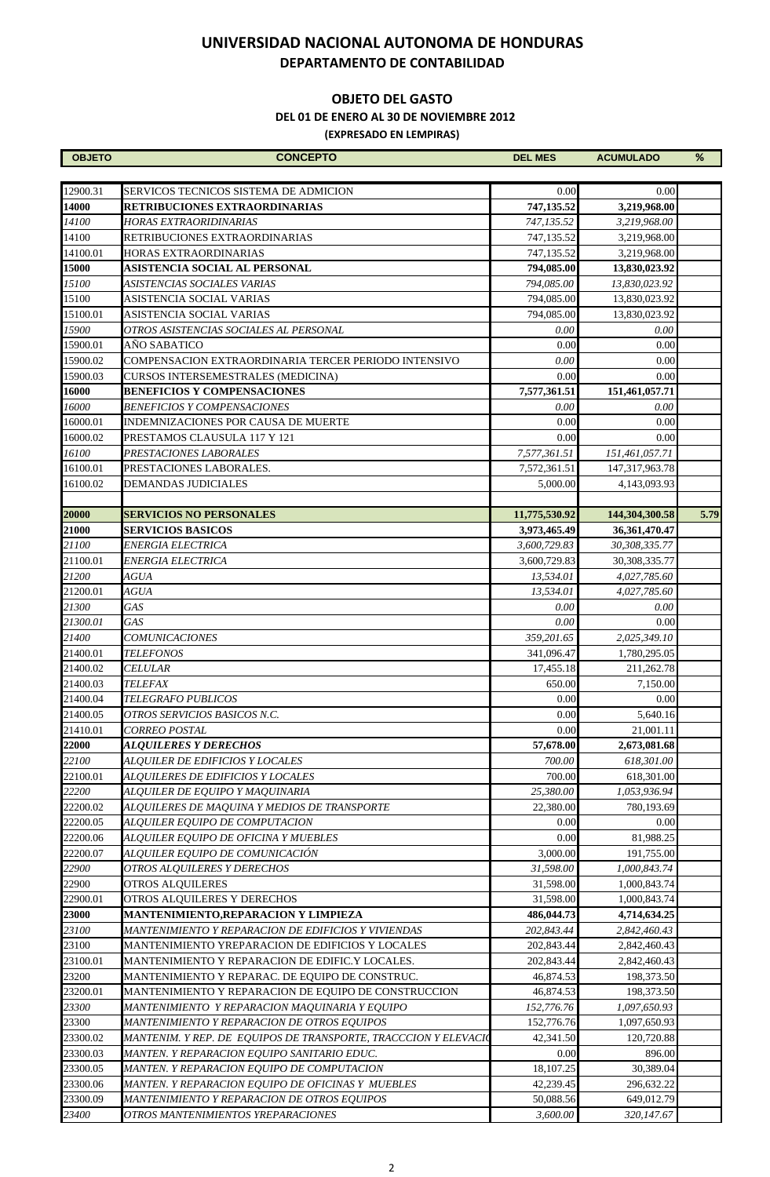# UNIVERSIDAD NACIONAL AUTONOMA DE HONDURAS

## DEPARTAMENTO DE CONTABILIDAD

### OBJETO DEL GASTO

**DEL 01 DE ENERO AL 30 DE NOVIEMBRE 2012**

**(EXPRESADO EN LEMPIRAS)**

| OBJETO | CONCEPTO | DEL MES | ACUMULADO | % |
|---|---|---|---|---|
| 12900.31 | SERVICOS TECNICOS SISTEMA DE ADMICION | 0.00 | 0.00 | |
| **14000** | **RETRIBUCIONES EXTRAORDINARIAS** | **747,135.52** | **3,219,968.00** | |
| *14100* | *HORAS EXTRAORIDINARIAS* | *747,135.52* | *3,219,968.00* | |
| 14100 | RETRIBUCIONES EXTRAORDINARIAS | 747,135.52 | 3,219,968.00 | |
| 14100.01 | HORAS EXTRAORDINARIAS | 747,135.52 | 3,219,968.00 | |
| **15000** | **ASISTENCIA SOCIAL AL PERSONAL** | **794,085.00** | **13,830,023.92** | |
| *15100* | *ASISTENCIAS SOCIALES VARIAS* | *794,085.00* | *13,830,023.92* | |
| 15100 | ASISTENCIA SOCIAL VARIAS | 794,085.00 | 13,830,023.92 | |
| 15100.01 | ASISTENCIA SOCIAL VARIAS | 794,085.00 | 13,830,023.92 | |
| *15900* | *OTROS ASISTENCIAS SOCIALES AL PERSONAL* | *0.00* | *0.00* | |
| 15900.01 | AÑO SABATICO | 0.00 | 0.00 | |
| 15900.02 | COMPENSACION EXTRAORDINARIA TERCER PERIODO INTENSIVO | *0.00* | 0.00 | |
| 15900.03 | CURSOS INTERSEMESTRALES (MEDICINA) | 0.00 | 0.00 | |
| **16000** | **BENEFICIOS Y COMPENSACIONES** | **7,577,361.51** | **151,461,057.71** | |
| *16000* | *BENEFICIOS Y COMPENSACIONES* | *0.00* | *0.00* | |
| 16000.01 | INDEMNIZACIONES POR CAUSA DE MUERTE | 0.00 | 0.00 | |
| 16000.02 | PRESTAMOS CLAUSULA 117 Y 121 | 0.00 | 0.00 | |
| *16100* | *PRESTACIONES LABORALES* | *7,577,361.51* | *151,461,057.71* | |
| 16100.01 | PRESTACIONES LABORALES. | 7,572,361.51 | 147,317,963.78 | |
| 16100.02 | DEMANDAS JUDICIALES | 5,000.00 | 4,143,093.93 | |
| | | | | |
| **20000** | **SERVICIOS NO PERSONALES** | **11,775,530.92** | **144,304,300.58** | **5.79** |
| **21000** | **SERVICIOS BASICOS** | **3,973,465.49** | **36,361,470.47** | |
| *21100* | *ENERGIA ELECTRICA* | *3,600,729.83* | *30,308,335.77* | |
| 21100.01 | *ENERGIA ELECTRICA* | 3,600,729.83 | 30,308,335.77 | |
| *21200* | *AGUA* | *13,534.01* | *4,027,785.60* | |
| 21200.01 | *AGUA* | *13,534.01* | *4,027,785.60* | |
| *21300* | *GAS* | *0.00* | *0.00* | |
| *21300.01* | *GAS* | *0.00* | 0.00 | |
| *21400* | *COMUNICACIONES* | *359,201.65* | *2,025,349.10* | |
| 21400.01 | *TELEFONOS* | 341,096.47 | 1,780,295.05 | |
| 21400.02 | *CELULAR* | 17,455.18 | 211,262.78 | |
| 21400.03 | *TELEFAX* | 650.00 | 7,150.00 | |
| 21400.04 | *TELEGRAFO PUBLICOS* | 0.00 | 0.00 | |
| 21400.05 | *OTROS SERVICIOS BASICOS N.C.* | 0.00 | 5,640.16 | |
| 21410.01 | *CORREO POSTAL* | 0.00 | 21,001.11 | |
| **22000** | ***ALQUILERES Y DERECHOS*** | **57,678.00** | **2,673,081.68** | |
| *22100* | *ALQUILER DE EDIFICIOS Y LOCALES* | *700.00* | *618,301.00* | |
| 22100.01 | *ALQUILERES DE EDIFICIOS Y LOCALES* | 700.00 | 618,301.00 | |
| *22200* | *ALQUILER DE EQUIPO Y MAQUINARIA* | *25,380.00* | *1,053,936.94* | |
| 22200.02 | *ALQUILERES DE MAQUINA Y MEDIOS DE TRANSPORTE* | 22,380.00 | 780,193.69 | |
| 22200.05 | *ALQUILER EQUIPO DE COMPUTACION* | 0.00 | 0.00 | |
| 22200.06 | *ALQUILER EQUIPO DE OFICINA Y MUEBLES* | 0.00 | 81,988.25 | |
| 22200.07 | *ALQUILER EQUIPO DE COMUNICACIÓN* | 3,000.00 | 191,755.00 | |
| *22900* | *OTROS ALQUILERES Y DERECHOS* | *31,598.00* | *1,000,843.74* | |
| 22900 | OTROS ALQUILERES | 31,598.00 | 1,000,843.74 | |
| 22900.01 | OTROS ALQUILERES Y DERECHOS | 31,598.00 | 1,000,843.74 | |
| **23000** | **MANTENIMIENTO,REPARACION Y LIMPIEZA** | **486,044.73** | **4,714,634.25** | |
| *23100* | *MANTENIMIENTO Y REPARACION DE EDIFICIOS Y VIVIENDAS* | *202,843.44* | *2,842,460.43* | |
| 23100 | MANTENIMIENTO YREPARACION DE EDIFICIOS Y LOCALES | 202,843.44 | 2,842,460.43 | |
| 23100.01 | MANTENIMIENTO Y REPARACION DE EDIFIC.Y LOCALES. | 202,843.44 | 2,842,460.43 | |
| 23200 | MANTENIMIENTO Y REPARAC. DE EQUIPO DE CONSTRUC. | 46,874.53 | 198,373.50 | |
| 23200.01 | MANTENIMIENTO Y REPARACION DE EQUIPO DE CONSTRUCCION | 46,874.53 | 198,373.50 | |
| *23300* | *MANTENIMIENTO Y REPARACION MAQUINARIA Y EQUIPO* | *152,776.76* | *1,097,650.93* | |
| 23300 | *MANTENIMIENTO Y REPARACION DE OTROS EQUIPOS* | 152,776.76 | 1,097,650.93 | |
| 23300.02 | *MANTENIM. Y REP. DE EQUIPOS DE TRANSPORTE, TRACCCION Y ELEVACIO* | 42,341.50 | 120,720.88 | |
| 23300.03 | *MANTEN. Y REPARACION EQUIPO SANITARIO EDUC.* | 0.00 | 896.00 | |
| 23300.05 | *MANTEN. Y REPARACION EQUIPO DE COMPUTACION* | 18,107.25 | 30,389.04 | |
| 23300.06 | *MANTEN. Y REPARACION EQUIPO DE OFICINAS Y MUEBLES* | 42,239.45 | 296,632.22 | |
| 23300.09 | *MANTENIMIENTO Y REPARACION DE OTROS EQUIPOS* | 50,088.56 | 649,012.79 | |
| *23400* | *OTROS MANTENIMIENTOS YREPARACIONES* | *3,600.00* | *320,147.67* | |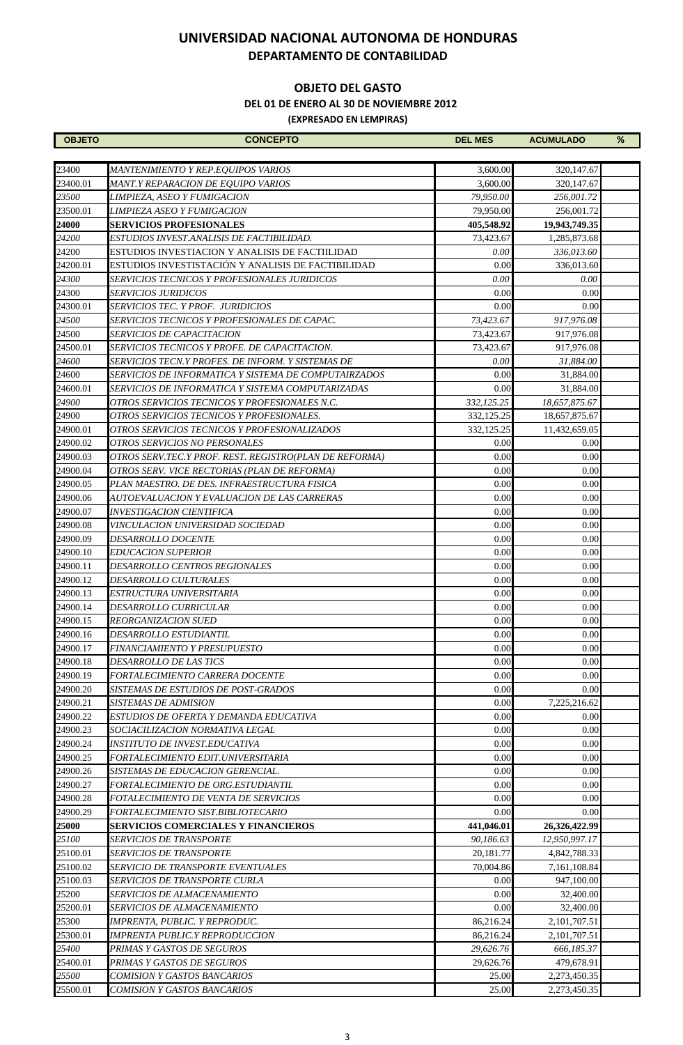# UNIVERSIDAD NACIONAL AUTONOMA DE HONDURAS
## DEPARTAMENTO DE CONTABILIDAD

### OBJETO DEL GASTO
**DEL 01 DE ENERO AL 30 DE NOVIEMBRE 2012**
**(EXPRESADO EN LEMPIRAS)**

| OBJETO | CONCEPTO | DEL MES | ACUMULADO | % |
|---|---|---|---|---|
| 23400 | *MANTENIMIENTO Y REP.EQUIPOS VARIOS* | 3,600.00 | 320,147.67 | |
| 23400.01 | *MANT.Y REPARACION DE EQUIPO VARIOS* | 3,600.00 | 320,147.67 | |
| *23500* | *LIMPIEZA, ASEO Y FUMIGACION* | *79,950.00* | *256,001.72* | |
| 23500.01 | *LIMPIEZA ASEO Y FUMIGACION* | 79,950.00 | 256,001.72 | |
| **24000** | **SERVICIOS PROFESIONALES** | **405,548.92** | **19,943,749.35** | |
| *24200* | *ESTUDIOS INVEST.ANALISIS DE FACTIBILIDAD.* | 73,423.67 | 1,285,873.68 | |
| 24200 | ESTUDIOS INVESTIACION Y ANALISIS DE FACTIILIDAD | *0.00* | *336,013.60* | |
| 24200.01 | ESTUDIOS INVESTISTACIÓN Y ANALISIS DE FACTIBILIDAD | 0.00 | 336,013.60 | |
| *24300* | *SERVICIOS TECNICOS Y PROFESIONALES JURIDICOS* | *0.00* | *0.00* | |
| 24300 | *SERVICIOS JURIDICOS* | 0.00 | 0.00 | |
| 24300.01 | *SERVICIOS TEC. Y PROF. JURIDICIOS* | 0.00 | 0.00 | |
| *24500* | *SERVICIOS TECNICOS Y PROFESIONALES DE CAPAC.* | *73,423.67* | *917,976.08* | |
| 24500 | *SERVICIOS DE CAPACITACION* | 73,423.67 | 917,976.08 | |
| 24500.01 | *SERVICIOS TECNICOS Y PROFE. DE CAPACITACION.* | 73,423.67 | 917,976.08 | |
| *24600* | *SERVICIOS TECN.Y PROFES. DE INFORM. Y SISTEMAS DE* | *0.00* | *31,884.00* | |
| 24600 | *SERVICIOS DE INFORMATICA Y SISTEMA DE COMPUTAIRZADOS* | 0.00 | 31,884.00 | |
| 24600.01 | *SERVICIOS DE INFORMATICA Y SISTEMA COMPUTARIZADAS* | 0.00 | 31,884.00 | |
| *24900* | *OTROS SERVICIOS TECNICOS Y PROFESIONALES N.C.* | *332,125.25* | *18,657,875.67* | |
| 24900 | *OTROS SERVICIOS TECNICOS Y PROFESIONALES.* | 332,125.25 | 18,657,875.67 | |
| 24900.01 | *OTROS SERVICIOS TECNICOS Y PROFESIONALIZADOS* | 332,125.25 | 11,432,659.05 | |
| 24900.02 | *OTROS SERVICIOS NO PERSONALES* | 0.00 | 0.00 | |
| 24900.03 | *OTROS SERV.TEC.Y PROF. REST. REGISTRO(PLAN DE REFORMA)* | 0.00 | 0.00 | |
| 24900.04 | *OTROS SERV. VICE RECTORIAS (PLAN DE REFORMA)* | 0.00 | 0.00 | |
| 24900.05 | *PLAN MAESTRO. DE DES. INFRAESTRUCTURA FISICA* | 0.00 | 0.00 | |
| 24900.06 | *AUTOEVALUACION Y EVALUACION DE LAS CARRERAS* | 0.00 | 0.00 | |
| 24900.07 | *INVESTIGACION CIENTIFICA* | 0.00 | 0.00 | |
| 24900.08 | *VINCULACION UNIVERSIDAD SOCIEDAD* | 0.00 | 0.00 | |
| 24900.09 | *DESARROLLO DOCENTE* | 0.00 | 0.00 | |
| 24900.10 | *EDUCACION SUPERIOR* | 0.00 | 0.00 | |
| 24900.11 | *DESARROLLO CENTROS REGIONALES* | 0.00 | 0.00 | |
| 24900.12 | *DESARROLLO CULTURALES* | 0.00 | 0.00 | |
| 24900.13 | *ESTRUCTURA UNIVERSITARIA* | 0.00 | 0.00 | |
| 24900.14 | *DESARROLLO CURRICULAR* | 0.00 | 0.00 | |
| 24900.15 | *REORGANIZACION SUED* | 0.00 | 0.00 | |
| 24900.16 | *DESARROLLO ESTUDIANTIL* | 0.00 | 0.00 | |
| 24900.17 | *FINANCIAMIENTO Y PRESUPUESTO* | 0.00 | 0.00 | |
| 24900.18 | *DESARROLLO DE LAS TICS* | 0.00 | 0.00 | |
| 24900.19 | *FORTALECIMIENTO CARRERA DOCENTE* | 0.00 | 0.00 | |
| 24900.20 | *SISTEMAS DE ESTUDIOS DE POST-GRADOS* | 0.00 | 0.00 | |
| 24900.21 | *SISTEMAS DE ADMISION* | 0.00 | 7,225,216.62 | |
| 24900.22 | *ESTUDIOS DE OFERTA Y DEMANDA EDUCATIVA* | 0.00 | 0.00 | |
| 24900.23 | *SOCIACILIZACION NORMATIVA LEGAL* | 0.00 | 0.00 | |
| 24900.24 | *INSTITUTO DE INVEST.EDUCATIVA* | 0.00 | 0.00 | |
| 24900.25 | *FORTALECIMIENTO EDIT.UNIVERSITARIA* | 0.00 | 0.00 | |
| 24900.26 | *SISTEMAS DE EDUCACION GERENCIAL.* | 0.00 | 0.00 | |
| 24900.27 | *FORTALECIMIENTO DE ORG.ESTUDIANTIL* | 0.00 | 0.00 | |
| 24900.28 | *FOTALECIMIENTO DE VENTA DE SERVICIOS* | 0.00 | 0.00 | |
| 24900.29 | *FORTALECIMIENTO SIST.BIBLIOTECARIO* | 0.00 | 0.00 | |
| **25000** | **SERVICIOS COMERCIALES Y FINANCIEROS** | **441,046.01** | **26,326,422.99** | |
| *25100* | *SERVICIOS DE TRANSPORTE* | *90,186.63* | *12,950,997.17* | |
| 25100.01 | *SERVICIOS DE TRANSPORTE* | 20,181.77 | 4,842,788.33 | |
| 25100.02 | *SERVICIO DE TRANSPORTE EVENTUALES* | 70,004.86 | 7,161,108.84 | |
| 25100.03 | *SERVICIOS DE TRANSPORTE CURLA* | 0.00 | 947,100.00 | |
| 25200 | *SERVICIOS DE ALMACENAMIENTO* | 0.00 | 32,400.00 | |
| 25200.01 | *SERVICIOS DE ALMACENAMIENTO* | 0.00 | 32,400.00 | |
| 25300 | *IMPRENTA, PUBLIC. Y REPRODUC.* | 86,216.24 | 2,101,707.51 | |
| 25300.01 | *IMPRENTA PUBLIC.Y REPRODUCCION* | 86,216.24 | 2,101,707.51 | |
| *25400* | *PRIMAS Y GASTOS DE SEGUROS* | *29,626.76* | *666,185.37* | |
| 25400.01 | *PRIMAS Y GASTOS DE SEGUROS* | 29,626.76 | 479,678.91 | |
| *25500* | *COMISION Y GASTOS BANCARIOS* | 25.00 | 2,273,450.35 | |
| 25500.01 | *COMISION Y GASTOS BANCARIOS* | 25.00 | 2,273,450.35 | |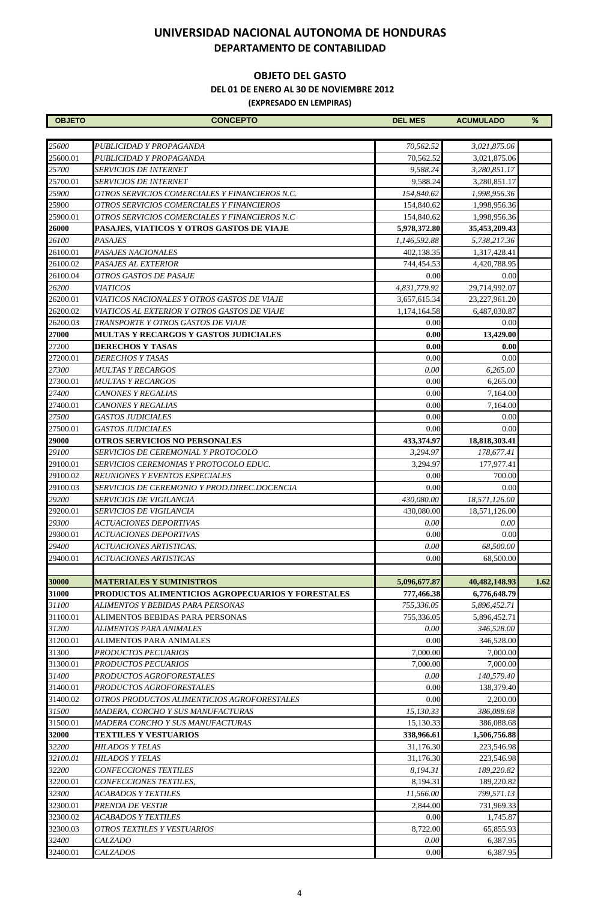# UNIVERSIDAD NACIONAL AUTONOMA DE HONDURAS

## DEPARTAMENTO DE CONTABILIDAD

### OBJETO DEL GASTO

**DEL 01 DE ENERO AL 30 DE NOVIEMBRE 2012**

**(EXPRESADO EN LEMPIRAS)**

| OBJETO | CONCEPTO | DEL MES | ACUMULADO | % |
|---|---|---|---|---|
| *25600* | *PUBLICIDAD Y PROPAGANDA* | *70,562.52* | *3,021,875.06* | |
| 25600.01 | *PUBLICIDAD Y PROPAGANDA* | 70,562.52 | 3,021,875.06 | |
| *25700* | *SERVICIOS DE INTERNET* | *9,588.24* | *3,280,851.17* | |
| 25700.01 | *SERVICIOS DE INTERNET* | 9,588.24 | 3,280,851.17 | |
| *25900* | *OTROS SERVICIOS COMERCIALES Y FINANCIEROS N.C.* | *154,840.62* | *1,998,956.36* | |
| 25900 | *OTROS SERVICIOS COMERCIALES Y FINANCIEROS* | 154,840.62 | 1,998,956.36 | |
| 25900.01 | *OTROS SERVICIOS COMERCIALES Y FINANCIEROS N.C* | 154,840.62 | 1,998,956.36 | |
| **26000** | **PASAJES, VIATICOS Y OTROS GASTOS DE VIAJE** | **5,978,372.80** | **35,453,209.43** | |
| *26100* | *PASAJES* | *1,146,592.88* | *5,738,217.36* | |
| 26100.01 | *PASAJES NACIONALES* | 402,138.35 | 1,317,428.41 | |
| 26100.02 | *PASAJES AL EXTERIOR* | 744,454.53 | 4,420,788.95 | |
| 26100.04 | *OTROS GASTOS DE PASAJE* | 0.00 | 0.00 | |
| *26200* | *VIATICOS* | *4,831,779.92* | 29,714,992.07 | |
| 26200.01 | *VIATICOS NACIONALES Y OTROS GASTOS DE VIAJE* | 3,657,615.34 | 23,227,961.20 | |
| 26200.02 | *VIATICOS AL EXTERIOR Y OTROS GASTOS DE VIAJE* | 1,174,164.58 | 6,487,030.87 | |
| 26200.03 | *TRANSPORTE Y OTROS GASTOS DE VIAJE* | 0.00 | 0.00 | |
| **27000** | **MULTAS Y RECARGOS Y GASTOS JUDICIALES** | **0.00** | **13,429.00** | |
| 27200 | **DERECHOS Y TASAS** | **0.00** | **0.00** | |
| 27200.01 | *DERECHOS Y TASAS* | 0.00 | 0.00 | |
| *27300* | *MULTAS Y RECARGOS* | *0.00* | *6,265.00* | |
| 27300.01 | *MULTAS Y RECARGOS* | 0.00 | 6,265.00 | |
| *27400* | *CANONES Y REGALIAS* | 0.00 | 7,164.00 | |
| 27400.01 | *CANONES Y REGALIAS* | 0.00 | 7,164.00 | |
| *27500* | *GASTOS JUDICIALES* | 0.00 | 0.00 | |
| 27500.01 | *GASTOS JUDICIALES* | 0.00 | 0.00 | |
| **29000** | **OTROS SERVICIOS NO PERSONALES** | **433,374.97** | **18,818,303.41** | |
| *29100* | *SERVICIOS DE CEREMONIAL Y PROTOCOLO* | *3,294.97* | *178,677.41* | |
| 29100.01 | *SERVICIOS CEREMONIAS Y PROTOCOLO EDUC.* | 3,294.97 | 177,977.41 | |
| 29100.02 | *REUNIONES Y EVENTOS ESPECIALES* | 0.00 | 700.00 | |
| 29100.03 | *SERVICIOS DE CEREMONIO Y PROD.DIREC.DOCENCIA* | 0.00 | 0.00 | |
| *29200* | *SERVICIOS DE VIGILANCIA* | *430,080.00* | *18,571,126.00* | |
| 29200.01 | *SERVICIOS DE VIGILANCIA* | 430,080.00 | 18,571,126.00 | |
| *29300* | *ACTUACIONES DEPORTIVAS* | *0.00* | *0.00* | |
| 29300.01 | *ACTUACIONES DEPORTIVAS* | 0.00 | 0.00 | |
| *29400* | *ACTUACIONES ARTISTICAS.* | *0.00* | *68,500.00* | |
| 29400.01 | *ACTUACIONES ARTISTICAS* | 0.00 | 68,500.00 | |
| | | | | |
| **30000** | **MATERIALES Y SUMINISTROS** | **5,096,677.87** | **40,482,148.93** | **1.62** |
| **31000** | **PRODUCTOS ALIMENTICIOS AGROPECUARIOS Y FORESTALES** | **777,466.38** | **6,776,648.79** | |
| *31100* | *ALIMENTOS Y BEBIDAS PARA PERSONAS* | *755,336.05* | *5,896,452.71* | |
| 31100.01 | ALIMENTOS BEBIDAS PARA PERSONAS | 755,336.05 | 5,896,452.71 | |
| *31200* | *ALIMENTOS PARA ANIMALES* | *0.00* | *346,528.00* | |
| 31200.01 | ALIMENTOS PARA ANIMALES | 0.00 | 346,528.00 | |
| 31300 | *PRODUCTOS PECUARIOS* | 7,000.00 | 7,000.00 | |
| 31300.01 | *PRODUCTOS PECUARIOS* | 7,000.00 | 7,000.00 | |
| *31400* | *PRODUCTOS AGROFORESTALES* | *0.00* | *140,579.40* | |
| 31400.01 | *PRODUCTOS AGROFORESTALES* | 0.00 | 138,379.40 | |
| 31400.02 | *OTROS PRODUCTOS ALIMENTICIOS AGROFORESTALES* | 0.00 | 2,200.00 | |
| *31500* | *MADERA, CORCHO Y SUS MANUFACTURAS* | *15,130.33* | *386,088.68* | |
| 31500.01 | *MADERA CORCHO Y SUS MANUFACTURAS* | 15,130.33 | 386,088.68 | |
| **32000** | **TEXTILES Y VESTUARIOS** | **338,966.61** | **1,506,756.88** | |
| *32200* | *HILADOS Y TELAS* | 31,176.30 | 223,546.98 | |
| *32100.01* | *HILADOS Y TELAS* | 31,176.30 | 223,546.98 | |
| *32200* | *CONFECCIONES TEXTILES* | *8,194.31* | *189,220.82* | |
| 32200.01 | *CONFECCIONES TEXTILES,* | 8,194.31 | 189,220.82 | |
| *32300* | *ACABADOS Y TEXTILES* | *11,566.00* | *799,571.13* | |
| 32300.01 | *PRENDA DE VESTIR* | 2,844.00 | 731,969.33 | |
| 32300.02 | *ACABADOS Y TEXTILES* | 0.00 | 1,745.87 | |
| 32300.03 | *OTROS TEXTILES Y VESTUARIOS* | 8,722.00 | 65,855.93 | |
| *32400* | *CALZADO* | *0.00* | 6,387.95 | |
| 32400.01 | *CALZADOS* | 0.00 | 6,387.95 | |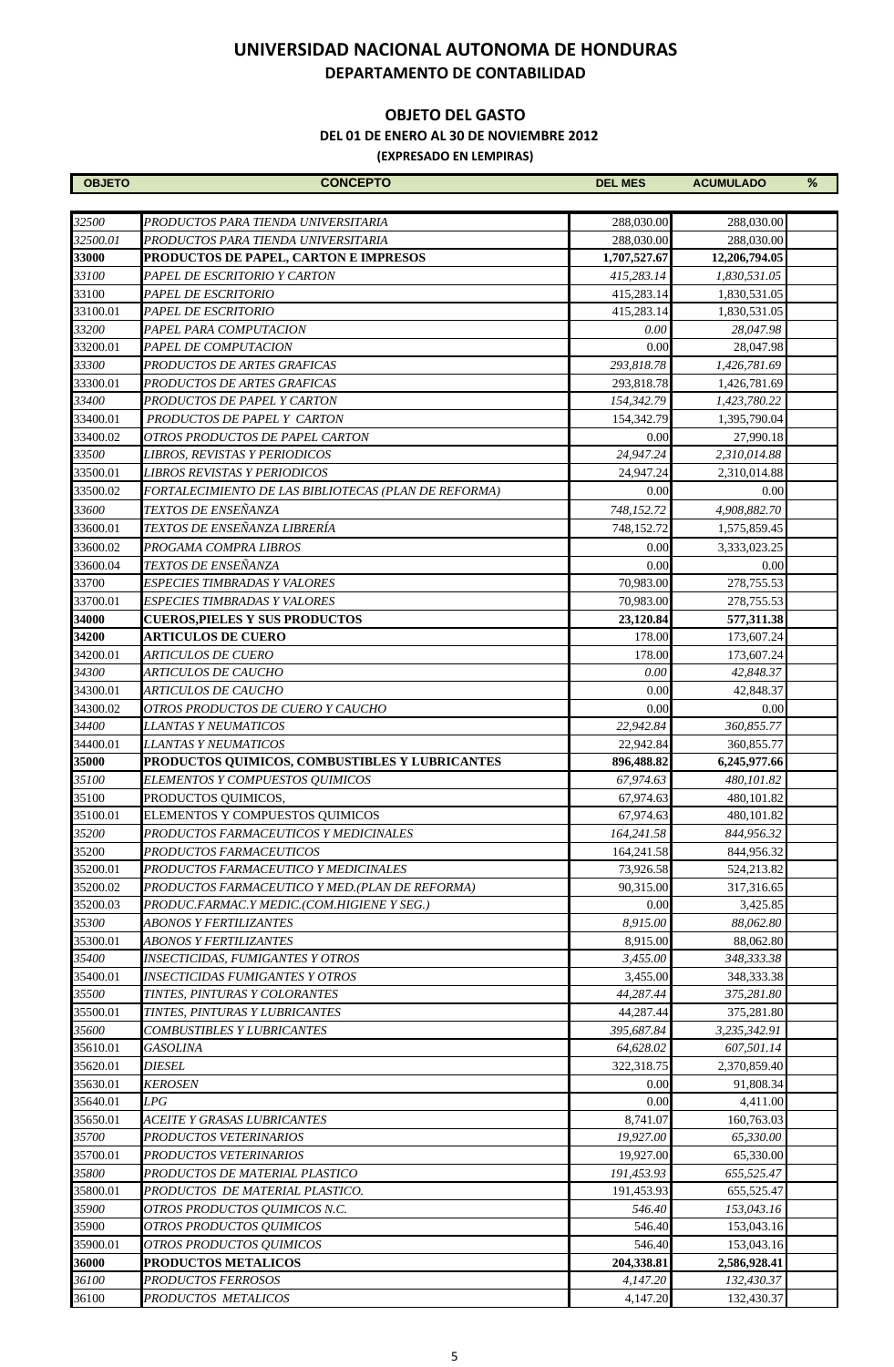# UNIVERSIDAD NACIONAL AUTONOMA DE HONDURAS

## DEPARTAMENTO DE CONTABILIDAD

### OBJETO DEL GASTO

**DEL 01 DE ENERO AL 30 DE NOVIEMBRE 2012**

**(EXPRESADO EN LEMPIRAS)**

| OBJETO | CONCEPTO | DEL MES | ACUMULADO | % |
|---|---|---|---|---|
| *32500* | *PRODUCTOS PARA TIENDA UNIVERSITARIA* | 288,030.00 | 288,030.00 | |
| *32500.01* | *PRODUCTOS PARA TIENDA UNIVERSITARIA* | 288,030.00 | 288,030.00 | |
| **33000** | **PRODUCTOS DE PAPEL, CARTON E IMPRESOS** | **1,707,527.67** | **12,206,794.05** | |
| *33100* | *PAPEL DE ESCRITORIO Y CARTON* | *415,283.14* | *1,830,531.05* | |
| 33100 | *PAPEL DE ESCRITORIO* | 415,283.14 | 1,830,531.05 | |
| 33100.01 | *PAPEL DE ESCRITORIO* | 415,283.14 | 1,830,531.05 | |
| *33200* | *PAPEL PARA COMPUTACION* | *0.00* | *28,047.98* | |
| 33200.01 | *PAPEL DE COMPUTACION* | 0.00 | 28,047.98 | |
| *33300* | *PRODUCTOS DE ARTES GRAFICAS* | *293,818.78* | *1,426,781.69* | |
| 33300.01 | *PRODUCTOS DE ARTES GRAFICAS* | 293,818.78 | 1,426,781.69 | |
| *33400* | *PRODUCTOS DE PAPEL Y CARTON* | *154,342.79* | *1,423,780.22* | |
| 33400.01 | *PRODUCTOS DE PAPEL Y CARTON* | 154,342.79 | 1,395,790.04 | |
| 33400.02 | *OTROS PRODUCTOS DE PAPEL CARTON* | 0.00 | 27,990.18 | |
| *33500* | *LIBROS, REVISTAS Y PERIODICOS* | *24,947.24* | *2,310,014.88* | |
| 33500.01 | *LIBROS REVISTAS Y PERIODICOS* | 24,947.24 | 2,310,014.88 | |
| 33500.02 | *FORTALECIMIENTO DE LAS BIBLIOTECAS (PLAN DE REFORMA)* | 0.00 | 0.00 | |
| *33600* | *TEXTOS DE ENSEÑANZA* | *748,152.72* | *4,908,882.70* | |
| 33600.01 | *TEXTOS DE ENSEÑANZA LIBRERÍA* | 748,152.72 | 1,575,859.45 | |
| 33600.02 | *PROGAMA COMPRA LIBROS* | 0.00 | 3,333,023.25 | |
| 33600.04 | *TEXTOS DE ENSEÑANZA* | 0.00 | 0.00 | |
| 33700 | *ESPECIES TIMBRADAS Y VALORES* | 70,983.00 | 278,755.53 | |
| 33700.01 | *ESPECIES TIMBRADAS Y VALORES* | 70,983.00 | 278,755.53 | |
| **34000** | **CUEROS,PIELES Y SUS PRODUCTOS** | **23,120.84** | **577,311.38** | |
| **34200** | **ARTICULOS DE CUERO** | 178.00 | 173,607.24 | |
| 34200.01 | *ARTICULOS DE CUERO* | 178.00 | 173,607.24 | |
| *34300* | *ARTICULOS DE CAUCHO* | *0.00* | *42,848.37* | |
| 34300.01 | *ARTICULOS DE CAUCHO* | 0.00 | 42,848.37 | |
| 34300.02 | *OTROS PRODUCTOS DE CUERO Y CAUCHO* | 0.00 | 0.00 | |
| *34400* | *LLANTAS Y NEUMATICOS* | *22,942.84* | *360,855.77* | |
| 34400.01 | *LLANTAS Y NEUMATICOS* | 22,942.84 | 360,855.77 | |
| **35000** | **PRODUCTOS QUIMICOS, COMBUSTIBLES Y LUBRICANTES** | **896,488.82** | **6,245,977.66** | |
| *35100* | *ELEMENTOS Y COMPUESTOS QUIMICOS* | *67,974.63* | *480,101.82* | |
| 35100 | PRODUCTOS QUIMICOS, | 67,974.63 | 480,101.82 | |
| 35100.01 | ELEMENTOS Y COMPUESTOS QUIMICOS | 67,974.63 | 480,101.82 | |
| *35200* | *PRODUCTOS FARMACEUTICOS Y MEDICINALES* | *164,241.58* | *844,956.32* | |
| 35200 | *PRODUCTOS FARMACEUTICOS* | 164,241.58 | 844,956.32 | |
| 35200.01 | *PRODUCTOS FARMACEUTICO Y MEDICINALES* | 73,926.58 | 524,213.82 | |
| 35200.02 | *PRODUCTOS FARMACEUTICO Y MED.(PLAN DE REFORMA)* | 90,315.00 | 317,316.65 | |
| 35200.03 | *PRODUC.FARMAC.Y MEDIC.(COM.HIGIENE Y SEG.)* | 0.00 | 3,425.85 | |
| *35300* | *ABONOS Y FERTILIZANTES* | *8,915.00* | *88,062.80* | |
| 35300.01 | *ABONOS Y FERTILIZANTES* | 8,915.00 | 88,062.80 | |
| *35400* | *INSECTICIDAS, FUMIGANTES Y OTROS* | *3,455.00* | *348,333.38* | |
| 35400.01 | *INSECTICIDAS FUMIGANTES Y OTROS* | 3,455.00 | 348,333.38 | |
| *35500* | *TINTES, PINTURAS Y COLORANTES* | *44,287.44* | *375,281.80* | |
| 35500.01 | *TINTES, PINTURAS Y LUBRICANTES* | 44,287.44 | 375,281.80 | |
| *35600* | *COMBUSTIBLES Y LUBRICANTES* | *395,687.84* | *3,235,342.91* | |
| 35610.01 | *GASOLINA* | 64,628.02 | 607,501.14 | |
| 35620.01 | *DIESEL* | 322,318.75 | 2,370,859.40 | |
| 35630.01 | *KEROSEN* | 0.00 | 91,808.34 | |
| 35640.01 | *LPG* | 0.00 | 4,411.00 | |
| 35650.01 | *ACEITE Y GRASAS LUBRICANTES* | 8,741.07 | 160,763.03 | |
| *35700* | *PRODUCTOS VETERINARIOS* | *19,927.00* | *65,330.00* | |
| 35700.01 | *PRODUCTOS VETERINARIOS* | 19,927.00 | 65,330.00 | |
| *35800* | *PRODUCTOS DE MATERIAL PLASTICO* | *191,453.93* | *655,525.47* | |
| 35800.01 | *PRODUCTOS DE MATERIAL PLASTICO.* | 191,453.93 | 655,525.47 | |
| *35900* | *OTROS PRODUCTOS QUIMICOS N.C.* | *546.40* | *153,043.16* | |
| 35900 | *OTROS PRODUCTOS QUIMICOS* | 546.40 | 153,043.16 | |
| 35900.01 | *OTROS PRODUCTOS QUIMICOS* | 546.40 | 153,043.16 | |
| **36000** | **PRODUCTOS METALICOS** | **204,338.81** | **2,586,928.41** | |
| *36100* | *PRODUCTOS FERROSOS* | *4,147.20* | *132,430.37* | |
| 36100 | *PRODUCTOS METALICOS* | 4,147.20 | 132,430.37 | |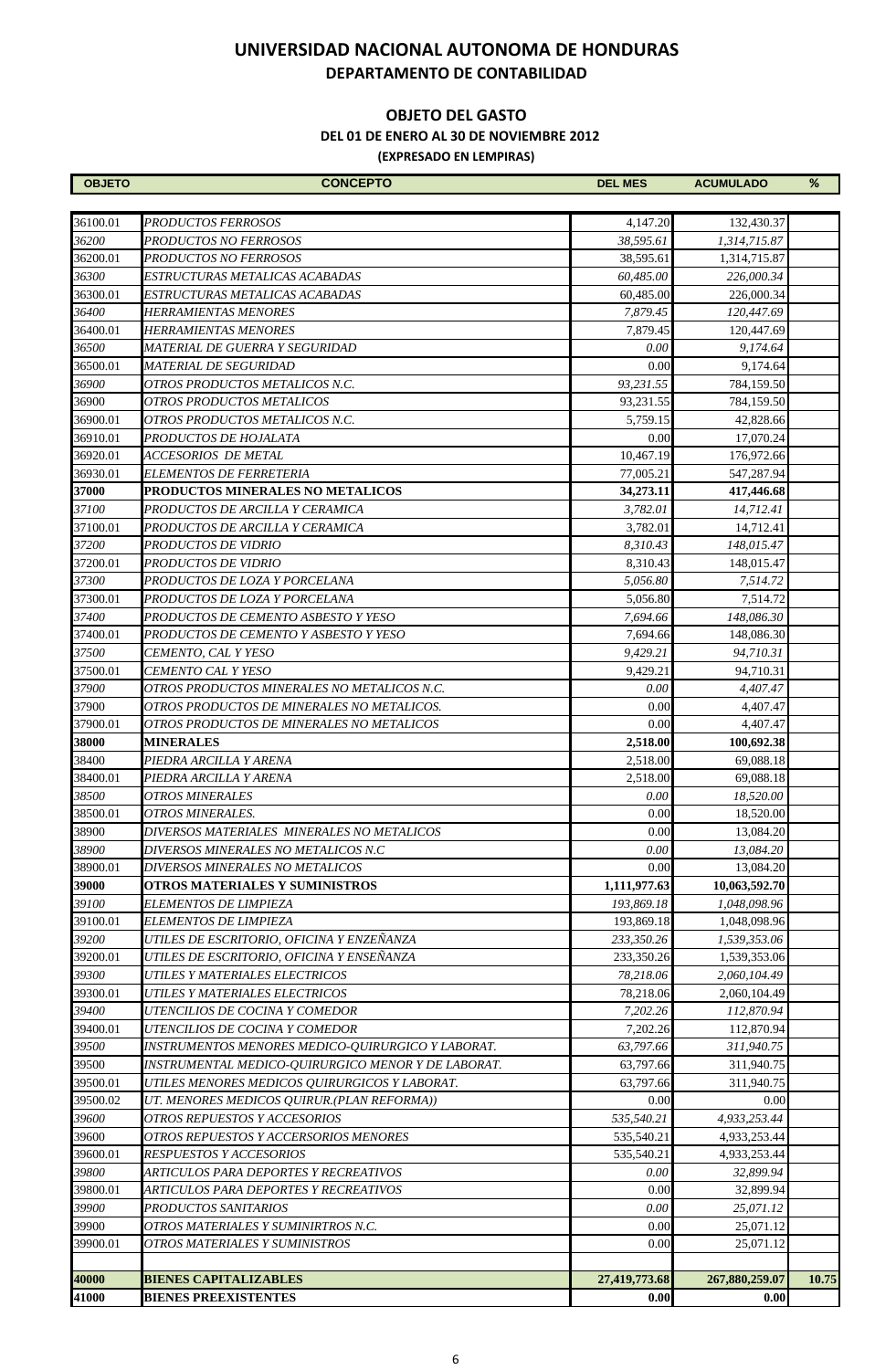# UNIVERSIDAD NACIONAL AUTONOMA DE HONDURAS

## DEPARTAMENTO DE CONTABILIDAD

### OBJETO DEL GASTO

**DEL 01 DE ENERO AL 30 DE NOVIEMBRE 2012**

**(EXPRESADO EN LEMPIRAS)**

| OBJETO | CONCEPTO | DEL MES | ACUMULADO | % |
|---|---|---|---|---|
| 36100.01 | *PRODUCTOS FERROSOS* | 4,147.20 | 132,430.37 | |
| *36200* | *PRODUCTOS NO FERROSOS* | *38,595.61* | *1,314,715.87* | |
| 36200.01 | *PRODUCTOS NO FERROSOS* | 38,595.61 | 1,314,715.87 | |
| *36300* | *ESTRUCTURAS METALICAS ACABADAS* | *60,485.00* | *226,000.34* | |
| 36300.01 | *ESTRUCTURAS METALICAS ACABADAS* | 60,485.00 | 226,000.34 | |
| *36400* | *HERRAMIENTAS MENORES* | *7,879.45* | *120,447.69* | |
| 36400.01 | *HERRAMIENTAS MENORES* | 7,879.45 | 120,447.69 | |
| *36500* | *MATERIAL DE GUERRA Y SEGURIDAD* | *0.00* | *9,174.64* | |
| 36500.01 | *MATERIAL DE SEGURIDAD* | 0.00 | 9,174.64 | |
| *36900* | *OTROS PRODUCTOS METALICOS N.C.* | *93,231.55* | *784,159.50* | |
| 36900 | *OTROS PRODUCTOS METALICOS* | 93,231.55 | 784,159.50 | |
| 36900.01 | *OTROS PRODUCTOS METALICOS N.C.* | 5,759.15 | 42,828.66 | |
| 36910.01 | *PRODUCTOS DE HOJALATA* | 0.00 | 17,070.24 | |
| 36920.01 | *ACCESORIOS DE METAL* | 10,467.19 | 176,972.66 | |
| 36930.01 | *ELEMENTOS DE FERRETERIA* | 77,005.21 | 547,287.94 | |
| **37000** | **PRODUCTOS MINERALES NO METALICOS** | **34,273.11** | **417,446.68** | |
| *37100* | *PRODUCTOS DE ARCILLA Y CERAMICA* | *3,782.01* | *14,712.41* | |
| 37100.01 | *PRODUCTOS DE ARCILLA Y CERAMICA* | 3,782.01 | 14,712.41 | |
| *37200* | *PRODUCTOS DE VIDRIO* | *8,310.43* | *148,015.47* | |
| 37200.01 | *PRODUCTOS DE VIDRIO* | 8,310.43 | 148,015.47 | |
| *37300* | *PRODUCTOS DE LOZA Y PORCELANA* | *5,056.80* | *7,514.72* | |
| 37300.01 | *PRODUCTOS DE LOZA Y PORCELANA* | 5,056.80 | 7,514.72 | |
| *37400* | *PRODUCTOS DE CEMENTO ASBESTO Y YESO* | *7,694.66* | *148,086.30* | |
| 37400.01 | *PRODUCTOS DE CEMENTO Y ASBESTO Y YESO* | 7,694.66 | 148,086.30 | |
| *37500* | *CEMENTO, CAL Y YESO* | *9,429.21* | *94,710.31* | |
| 37500.01 | *CEMENTO CAL Y YESO* | 9,429.21 | 94,710.31 | |
| *37900* | *OTROS PRODUCTOS MINERALES NO METALICOS N.C.* | *0.00* | *4,407.47* | |
| 37900 | *OTROS PRODUCTOS DE MINERALES NO METALICOS.* | 0.00 | 4,407.47 | |
| 37900.01 | *OTROS PRODUCTOS DE MINERALES NO METALICOS* | 0.00 | 4,407.47 | |
| **38000** | **MINERALES** | **2,518.00** | **100,692.38** | |
| 38400 | *PIEDRA ARCILLA Y ARENA* | 2,518.00 | 69,088.18 | |
| 38400.01 | *PIEDRA ARCILLA Y ARENA* | 2,518.00 | 69,088.18 | |
| *38500* | *OTROS MINERALES* | *0.00* | *18,520.00* | |
| 38500.01 | *OTROS MINERALES.* | 0.00 | 18,520.00 | |
| 38900 | *DIVERSOS MATERIALES MINERALES NO METALICOS* | 0.00 | 13,084.20 | |
| *38900* | *DIVERSOS MINERALES NO METALICOS N.C* | *0.00* | *13,084.20* | |
| 38900.01 | *DIVERSOS MINERALES NO METALICOS* | 0.00 | 13,084.20 | |
| **39000** | **OTROS MATERIALES Y SUMINISTROS** | **1,111,977.63** | **10,063,592.70** | |
| *39100* | *ELEMENTOS DE LIMPIEZA* | *193,869.18* | *1,048,098.96* | |
| 39100.01 | *ELEMENTOS DE LIMPIEZA* | 193,869.18 | 1,048,098.96 | |
| *39200* | *UTILES DE ESCRITORIO, OFICINA Y ENZEÑANZA* | *233,350.26* | *1,539,353.06* | |
| 39200.01 | *UTILES DE ESCRITORIO, OFICINA Y ENSEÑANZA* | 233,350.26 | 1,539,353.06 | |
| *39300* | *UTILES Y MATERIALES ELECTRICOS* | *78,218.06* | *2,060,104.49* | |
| 39300.01 | *UTILES Y MATERIALES ELECTRICOS* | 78,218.06 | 2,060,104.49 | |
| *39400* | *UTENCILIOS DE COCINA Y COMEDOR* | *7,202.26* | *112,870.94* | |
| 39400.01 | *UTENCILIOS DE COCINA Y COMEDOR* | 7,202.26 | 112,870.94 | |
| *39500* | *INSTRUMENTOS MENORES MEDICO-QUIRURGICO Y LABORAT.* | *63,797.66* | *311,940.75* | |
| 39500 | *INSTRUMENTAL MEDICO-QUIRURGICO MENOR Y DE LABORAT.* | 63,797.66 | 311,940.75 | |
| 39500.01 | *UTILES MENORES MEDICOS QUIRURGICOS Y LABORAT.* | 63,797.66 | 311,940.75 | |
| 39500.02 | *UT. MENORES MEDICOS QUIRUR.(PLAN REFORMA))* | 0.00 | 0.00 | |
| *39600* | *OTROS REPUESTOS Y ACCESORIOS* | *535,540.21* | *4,933,253.44* | |
| 39600 | *OTROS REPUESTOS Y ACCERSORIOS MENORES* | 535,540.21 | 4,933,253.44 | |
| 39600.01 | *RESPUESTOS Y ACCESORIOS* | 535,540.21 | 4,933,253.44 | |
| *39800* | *ARTICULOS PARA DEPORTES Y RECREATIVOS* | *0.00* | *32,899.94* | |
| 39800.01 | *ARTICULOS PARA DEPORTES Y RECREATIVOS* | 0.00 | 32,899.94 | |
| *39900* | *PRODUCTOS SANITARIOS* | *0.00* | *25,071.12* | |
| 39900 | *OTROS MATERIALES Y SUMINIRTROS N.C.* | 0.00 | 25,071.12 | |
| 39900.01 | *OTROS MATERIALES Y SUMINISTROS* | 0.00 | 25,071.12 | |
| | | | | |
| **40000** | **BIENES CAPITALIZABLES** | **27,419,773.68** | **267,880,259.07** | **10.75** |
| **41000** | **BIENES PREEXISTENTES** | **0.00** | **0.00** | |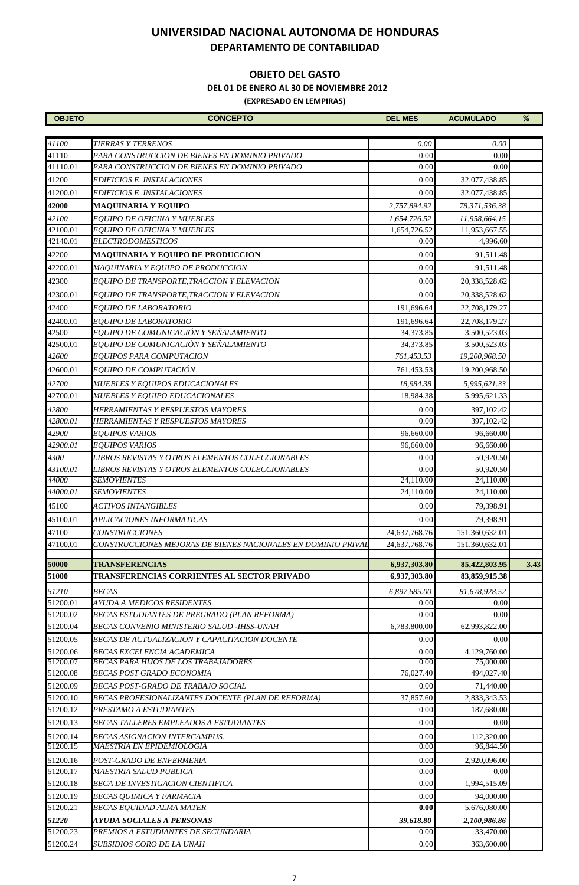# UNIVERSIDAD NACIONAL AUTONOMA DE HONDURAS

## DEPARTAMENTO DE CONTABILIDAD

### OBJETO DEL GASTO

**DEL 01 DE ENERO AL 30 DE NOVIEMBRE 2012**

**(EXPRESADO EN LEMPIRAS)**

| OBJETO | CONCEPTO | DEL MES | ACUMULADO | % |
|---|---|---|---|---|
| *41100* | *TIERRAS Y TERRENOS* | *0.00* | *0.00* | |
| 41110 | *PARA CONSTRUCCION DE BIENES EN DOMINIO PRIVADO* | 0.00 | 0.00 | |
| 41110.01 | *PARA CONSTRUCCION DE BIENES EN DOMINIO PRIVADO* | 0.00 | 0.00 | |
| 41200 | *EDIFICIOS E INSTALACIONES* | 0.00 | 32,077,438.85 | |
| 41200.01 | *EDIFICIOS E INSTALACIONES* | 0.00 | 32,077,438.85 | |
| **42000** | **MAQUINARIA Y EQUIPO** | *2,757,894.92* | *78,371,536.38* | |
| *42100* | *EQUIPO DE OFICINA Y MUEBLES* | *1,654,726.52* | *11,958,664.15* | |
| 42100.01 | *EQUIPO DE OFICINA Y MUEBLES* | 1,654,726.52 | 11,953,667.55 | |
| 42140.01 | *ELECTRODOMESTICOS* | 0.00 | 4,996.60 | |
| 42200 | **MAQUINARIA Y EQUIPO DE PRODUCCION** | 0.00 | 91,511.48 | |
| 42200.01 | *MAQUINARIA Y EQUIPO DE PRODUCCION* | 0.00 | 91,511.48 | |
| 42300 | *EQUIPO DE TRANSPORTE,TRACCION Y ELEVACION* | 0.00 | 20,338,528.62 | |
| 42300.01 | *EQUIPO DE TRANSPORTE,TRACCION Y ELEVACION* | 0.00 | 20,338,528.62 | |
| 42400 | *EQUIPO DE LABORATORIO* | 191,696.64 | 22,708,179.27 | |
| 42400.01 | *EQUIPO DE LABORATORIO* | 191,696.64 | 22,708,179.27 | |
| 42500 | *EQUIPO DE COMUNICACIÓN Y SEÑALAMIENTO* | 34,373.85 | 3,500,523.03 | |
| 42500.01 | *EQUIPO DE COMUNICACIÓN Y SEÑALAMIENTO* | 34,373.85 | 3,500,523.03 | |
| *42600* | *EQUIPOS PARA COMPUTACION* | *761,453.53* | *19,200,968.50* | |
| 42600.01 | *EQUIPO DE COMPUTACIÓN* | 761,453.53 | 19,200,968.50 | |
| *42700* | *MUEBLES Y EQUIPOS EDUCACIONALES* | *18,984.38* | *5,995,621.33* | |
| 42700.01 | *MUEBLES Y EQUIPO EDUCACIONALES* | 18,984.38 | 5,995,621.33 | |
| *42800* | *HERRAMIENTAS Y RESPUESTOS MAYORES* | 0.00 | 397,102.42 | |
| *42800.01* | *HERRAMIENTAS Y RESPUESTOS MAYORES* | 0.00 | 397,102.42 | |
| *42900* | *EQUIPOS VARIOS* | 96,660.00 | 96,660.00 | |
| *42900.01* | *EQUIPOS VARIOS* | 96,660.00 | 96,660.00 | |
| *4300* | *LIBROS REVISTAS Y OTROS ELEMENTOS COLECCIONABLES* | 0.00 | 50,920.50 | |
| *43100.01* | *LIBROS REVISTAS Y OTROS ELEMENTOS COLECCIONABLES* | 0.00 | 50,920.50 | |
| *44000* | *SEMOVIENTES* | 24,110.00 | 24,110.00 | |
| *44000.01* | *SEMOVIENTES* | 24,110.00 | 24,110.00 | |
| 45100 | *ACTIVOS INTANGIBLES* | 0.00 | 79,398.91 | |
| 45100.01 | *APLICACIONES INFORMATICAS* | 0.00 | 79,398.91 | |
| 47100 | *CONSTRUCCIONES* | 24,637,768.76 | 151,360,632.01 | |
| 47100.01 | *CONSTRUCCIONES MEJORAS DE BIENES NACIONALES EN DOMINIO PRIVAD* | 24,637,768.76 | 151,360,632.01 | |
| **50000** | **TRANSFERENCIAS** | **6,937,303.80** | **85,422,803.95** | **3.43** |
| **51000** | **TRANSFERENCIAS CORRIENTES AL SECTOR PRIVADO** | **6,937,303.80** | **83,859,915.38** | |
| *51210* | *BECAS* | *6,897,685.00* | *81,678,928.52* | |
| 51200.01 | *AYUDA A MEDICOS RESIDENTES.* | 0.00 | 0.00 | |
| 51200.02 | *BECAS ESTUDIANTES DE PREGRADO (PLAN REFORMA)* | 0.00 | 0.00 | |
| 51200.04 | *BECAS CONVENIO MINISTERIO SALUD -IHSS-UNAH* | 6,783,800.00 | 62,993,822.00 | |
| 51200.05 | *BECAS DE ACTUALIZACION Y CAPACITACION DOCENTE* | 0.00 | 0.00 | |
| 51200.06 | *BECAS EXCELENCIA ACADEMICA* | 0.00 | 4,129,760.00 | |
| 51200.07 | *BECAS PARA HIJOS DE LOS TRABAJADORES* | 0.00 | 75,000.00 | |
| 51200.08 | *BECAS POST GRADO ECONOMIA* | 76,027.40 | 494,027.40 | |
| 51200.09 | *BECAS POST-GRADO DE TRABAJO SOCIAL* | 0.00 | 71,440.00 | |
| 51200.10 | *BECAS PROFESIONALIZANTES DOCENTE (PLAN DE REFORMA)* | 37,857.60 | 2,833,343.53 | |
| 51200.12 | *PRESTAMO A ESTUDIANTES* | 0.00 | 187,680.00 | |
| 51200.13 | *BECAS TALLERES EMPLEADOS A ESTUDIANTES* | 0.00 | 0.00 | |
| 51200.14 | *BECAS ASIGNACION INTERCAMPUS.* | 0.00 | 112,320.00 | |
| 51200.15 | *MAESTRIA EN EPIDEMIOLOGIA* | 0.00 | 96,844.50 | |
| 51200.16 | *POST-GRADO DE ENFERMERIA* | 0.00 | 2,920,096.00 | |
| 51200.17 | *MAESTRIA SALUD PUBLICA* | 0.00 | 0.00 | |
| 51200.18 | *BECA DE INVESTIGACION CIENTIFICA* | 0.00 | 1,994,515.09 | |
| 51200.19 | *BECAS QUIMICA Y FARMACIA* | 0.00 | 94,000.00 | |
| 51200.21 | *BECAS EQUIDAD ALMA MATER* | **0.00** | 5,676,080.00 | |
| ***51220*** | ***AYUDA SOCIALES A PERSONAS*** | ***39,618.80*** | ***2,100,986.86*** | |
| 51200.23 | *PREMIOS A ESTUDIANTES DE SECUNDARIA* | 0.00 | 33,470.00 | |
| 51200.24 | *SUBSIDIOS CORO DE LA UNAH* | 0.00 | 363,600.00 | |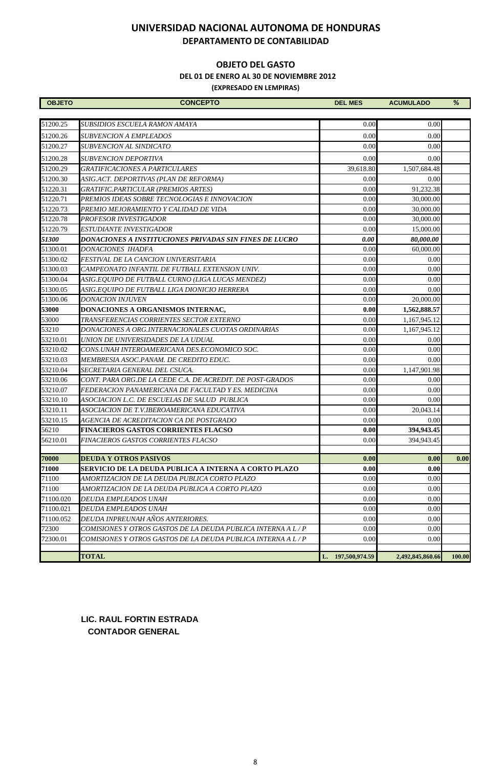# UNIVERSIDAD NACIONAL AUTONOMA DE HONDURAS
## DEPARTAMENTO DE CONTABILIDAD

### OBJETO DEL GASTO
**DEL 01 DE ENERO AL 30 DE NOVIEMBRE 2012**
**(EXPRESADO EN LEMPIRAS)**

| OBJETO | CONCEPTO | DEL MES | ACUMULADO | % |
|---|---|---|---|---|
| 51200.25 | *SUBSIDIOS ESCUELA RAMON AMAYA* | 0.00 | 0.00 | |
| 51200.26 | *SUBVENCION A EMPLEADOS* | 0.00 | 0.00 | |
| 51200.27 | *SUBVENCION AL SINDICATO* | 0.00 | 0.00 | |
| 51200.28 | *SUBVENCION DEPORTIVA* | 0.00 | 0.00 | |
| 51200.29 | *GRATIFICACIONES A PARTICULARES* | 39,618.80 | 1,507,684.48 | |
| 51200.30 | *ASIG.ACT. DEPORTIVAS (PLAN DE REFORMA)* | 0.00 | 0.00 | |
| 51220.31 | *GRATIFIC.PARTICULAR (PREMIOS ARTES)* | 0.00 | 91,232.38 | |
| 51220.71 | *PREMIOS IDEAS SOBRE TECNOLOGIAS E INNOVACION* | 0.00 | 30,000.00 | |
| 51220.73 | *PREMIO MEJORAMIENTO Y CALIDAD DE VIDA* | 0.00 | 30,000.00 | |
| 51220.78 | *PROFESOR INVESTIGADOR* | 0.00 | 30,000.00 | |
| 51220.79 | *ESTUDIANTE INVESTIGADOR* | 0.00 | 15,000.00 | |
| ***51300*** | ***DONACIONES A INSTITUCIONES PRIVADAS SIN FINES DE LUCRO*** | ***0.00*** | ***80,000.00*** | |
| 51300.01 | *DONACIONES IHADFA* | 0.00 | 60,000.00 | |
| 51300.02 | *FESTIVAL DE LA CANCION UNIVERSITARIA* | 0.00 | 0.00 | |
| 51300.03 | *CAMPEONATO INFANTIL DE FUTBALL EXTENSION UNIV.* | 0.00 | 0.00 | |
| 51300.04 | *ASIG.EQUIPO DE FUTBALL CURNO (LIGA LUCAS MENDEZ)* | 0.00 | 0.00 | |
| 51300.05 | *ASIG.EQUIPO DE FUTBALL LIGA DIONICIO HERRERA* | 0.00 | 0.00 | |
| 51300.06 | *DONACION INJUVEN* | 0.00 | 20,000.00 | |
| **53000** | **DONACIONES A ORGANISMOS INTERNAC,** | **0.00** | **1,562,888.57** | |
| 53000 | *TRANSFERENCIAS CORRIENTES SECTOR EXTERNO* | 0.00 | 1,167,945.12 | |
| 53210 | *DONACIONES A ORG.INTERNACIONALES CUOTAS ORDINARIAS* | 0.00 | 1,167,945.12 | |
| 53210.01 | *UNION DE UNIVERSIDADES DE LA UDUAL* | 0.00 | 0.00 | |
| 53210.02 | *CONS.UNAH INTEROAMERICANA DES.ECONOMICO SOC.* | 0.00 | 0.00 | |
| 53210.03 | *MEMBRESIA ASOC.PANAM. DE CREDITO EDUC.* | 0.00 | 0.00 | |
| 53210.04 | *SECRETARIA GENERAL DEL CSUCA.* | 0.00 | 1,147,901.98 | |
| 53210.06 | *CONT. PARA ORG.DE LA CEDE C.A. DE ACREDIT. DE POST-GRADOS* | 0.00 | 0.00 | |
| 53210.07 | *FEDERACION PANAMERICANA DE FACULTAD Y ES. MEDICINA* | 0.00 | 0.00 | |
| 53210.10 | *ASOCIACION L.C. DE ESCUELAS DE SALUD PUBLICA* | 0.00 | 0.00 | |
| 53210.11 | *ASOCIACION DE T.V.IBEROAMERICANA EDUCATIVA* | 0.00 | 20,043.14 | |
| 53210.15 | *AGENCIA DE ACREDITACION CA DE POSTGRADO* | 0.00 | 0.00 | |
| 56210 | **FINACIEROS GASTOS CORRIENTES FLACSO** | **0.00** | **394,943.45** | |
| 56210.01 | *FINACIEROS GASTOS CORRIENTES FLACSO* | 0.00 | 394,943.45 | |
| | | | | |
| **70000** | **DEUDA Y OTROS PASIVOS** | **0.00** | **0.00** | **0.00** |
| **71000** | **SERVICIO DE LA DEUDA PUBLICA A INTERNA A CORTO PLAZO** | **0.00** | **0.00** | |
| 71100 | *AMORTIZACION DE LA DEUDA PUBLICA CORTO PLAZO* | 0.00 | 0.00 | |
| 71100 | *AMORTIZACION DE LA DEUDA PUBLICA A CORTO PLAZO* | 0.00 | 0.00 | |
| 71100.020 | *DEUDA EMPLEADOS UNAH* | 0.00 | 0.00 | |
| 71100.021 | *DEUDA EMPLEADOS UNAH* | 0.00 | 0.00 | |
| 71100.052 | *DEUDA INPREUNAH AÑOS ANTERIORES.* | 0.00 | 0.00 | |
| 72300 | *COMISIONES Y OTROS GASTOS DE LA DEUDA PUBLICA INTERNA A L / P* | 0.00 | 0.00 | |
| 72300.01 | *COMISIONES Y OTROS GASTOS DE LA DEUDA PUBLICA INTERNA A L / P* | 0.00 | 0.00 | |
| | | | | |
| | **TOTAL** | **L. 197,500,974.59** | **2,492,845,860.66** | **100.00** |

**LIC. RAUL FORTIN ESTRADA**
**CONTADOR GENERAL**